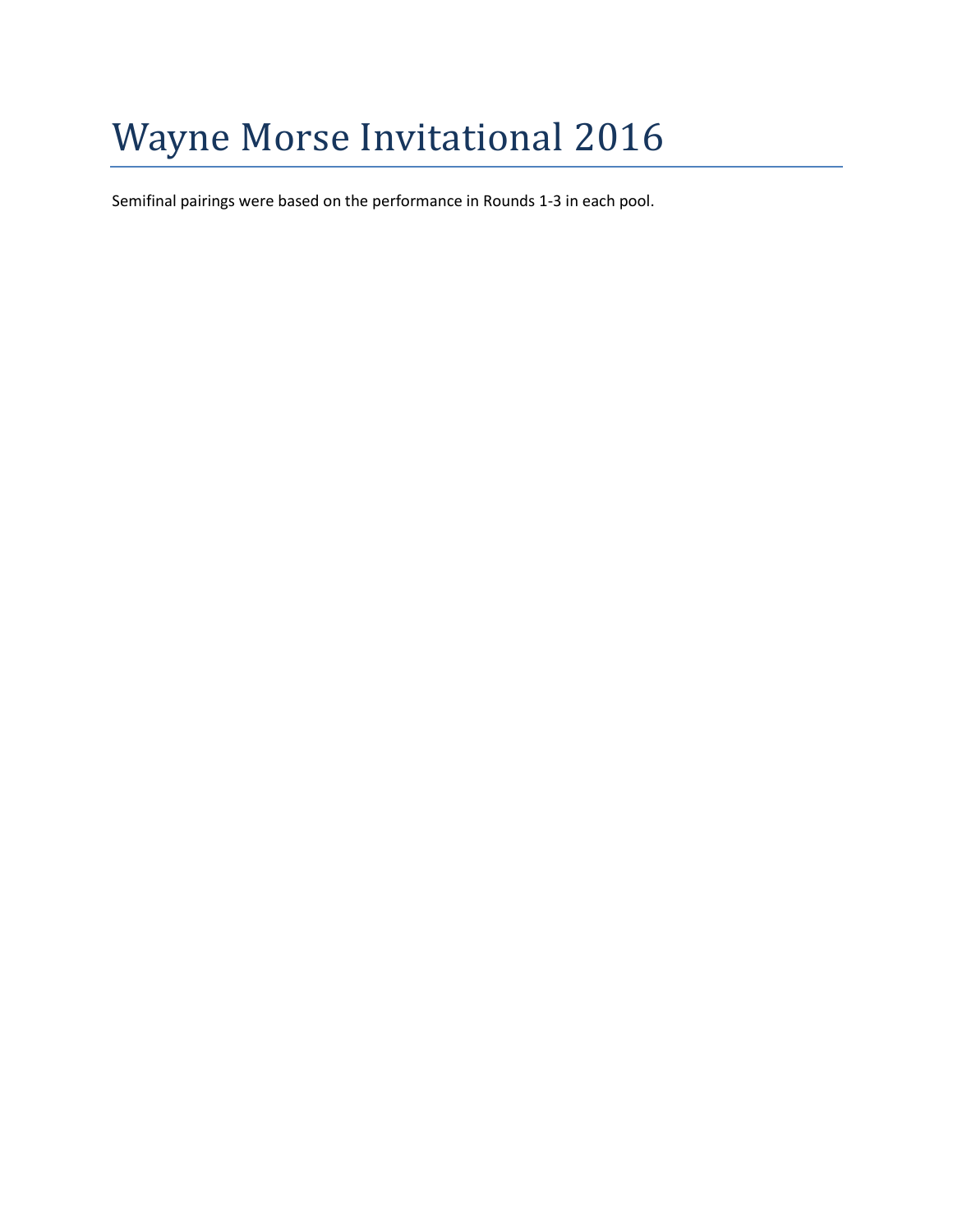# Wayne Morse Invitational 2016

Semifinal pairings were based on the performance in Rounds 1-3 in each pool.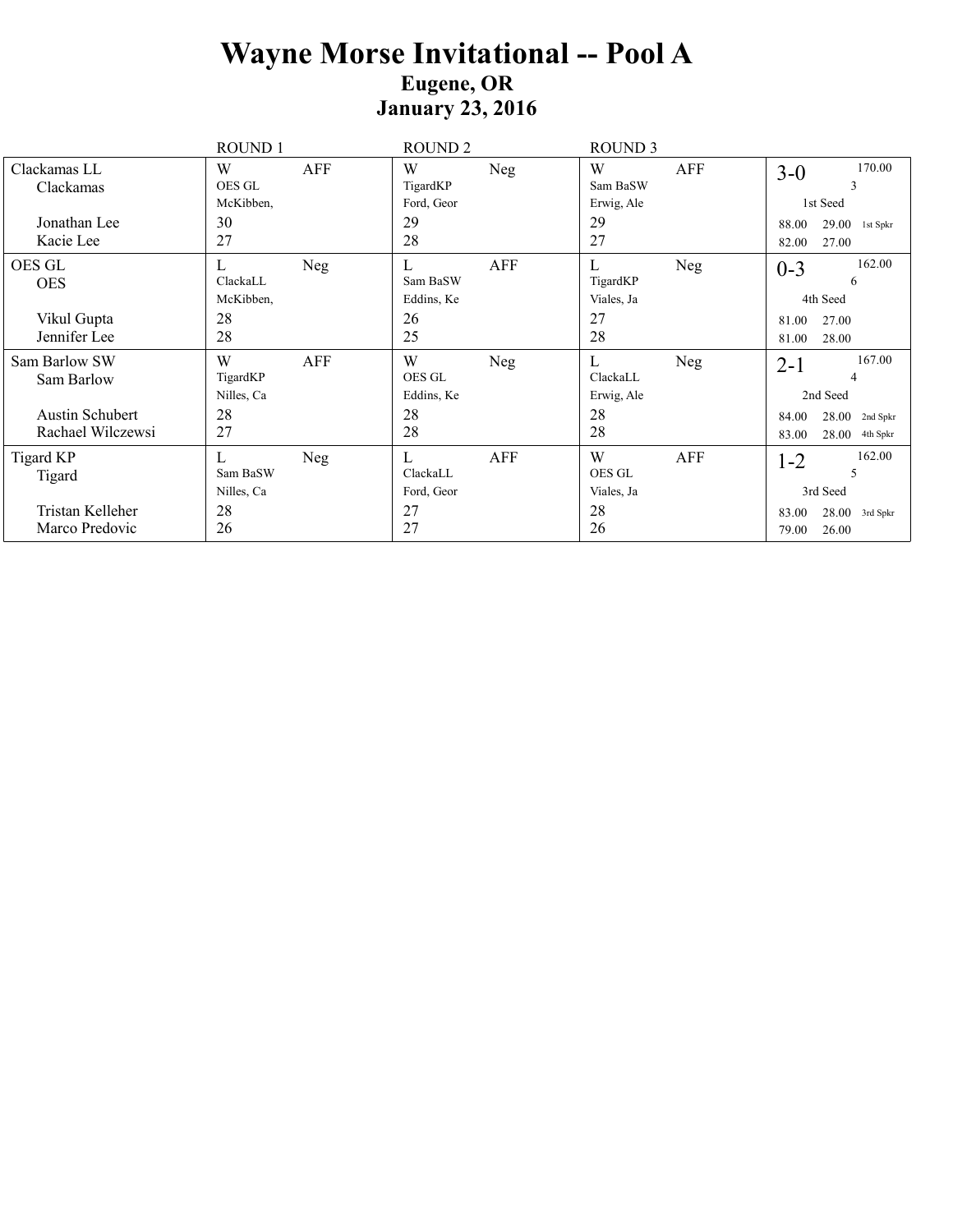# Wayne Morse Invitational -- Pool A

**Eugene, OR**

**January 23, 2016**

| Team | ROUND 1 | ROUND 2 | ROUND 3 | Totals |
|---|---|---|---|---|
| Clackamas LL<br>Clackamas | W AFF<br>OES GL<br>McKibben, | W Neg<br>TigardKP<br>Ford, Geor | W AFF<br>Sam BaSW<br>Erwig, Ale | 3-0 170.00<br>3<br>1st Seed |
| Jonathan Lee | 30 | 29 | 29 | 88.00 29.00 1st Spkr |
| Kacie Lee | 27 | 28 | 27 | 82.00 27.00 |
| OES GL<br>OES | L Neg<br>ClackaLL<br>McKibben, | L AFF<br>Sam BaSW<br>Eddins, Ke | L Neg<br>TigardKP<br>Viales, Ja | 0-3 162.00<br>6<br>4th Seed |
| Vikul Gupta | 28 | 26 | 27 | 81.00 27.00 |
| Jennifer Lee | 28 | 25 | 28 | 81.00 28.00 |
| Sam Barlow SW<br>Sam Barlow | W AFF<br>TigardKP<br>Nilles, Ca | W Neg<br>OES GL<br>Eddins, Ke | L Neg<br>ClackaLL<br>Erwig, Ale | 2-1 167.00<br>4<br>2nd Seed |
| Austin Schubert | 28 | 28 | 28 | 84.00 28.00 2nd Spkr |
| Rachael Wilczewsi | 27 | 28 | 28 | 83.00 28.00 4th Spkr |
| Tigard KP<br>Tigard | L Neg<br>Sam BaSW<br>Nilles, Ca | L AFF<br>ClackaLL<br>Ford, Geor | W AFF<br>OES GL<br>Viales, Ja | 1-2 162.00<br>5<br>3rd Seed |
| Tristan Kelleher | 28 | 27 | 28 | 83.00 28.00 3rd Spkr |
| Marco Predovic | 26 | 27 | 26 | 79.00 26.00 |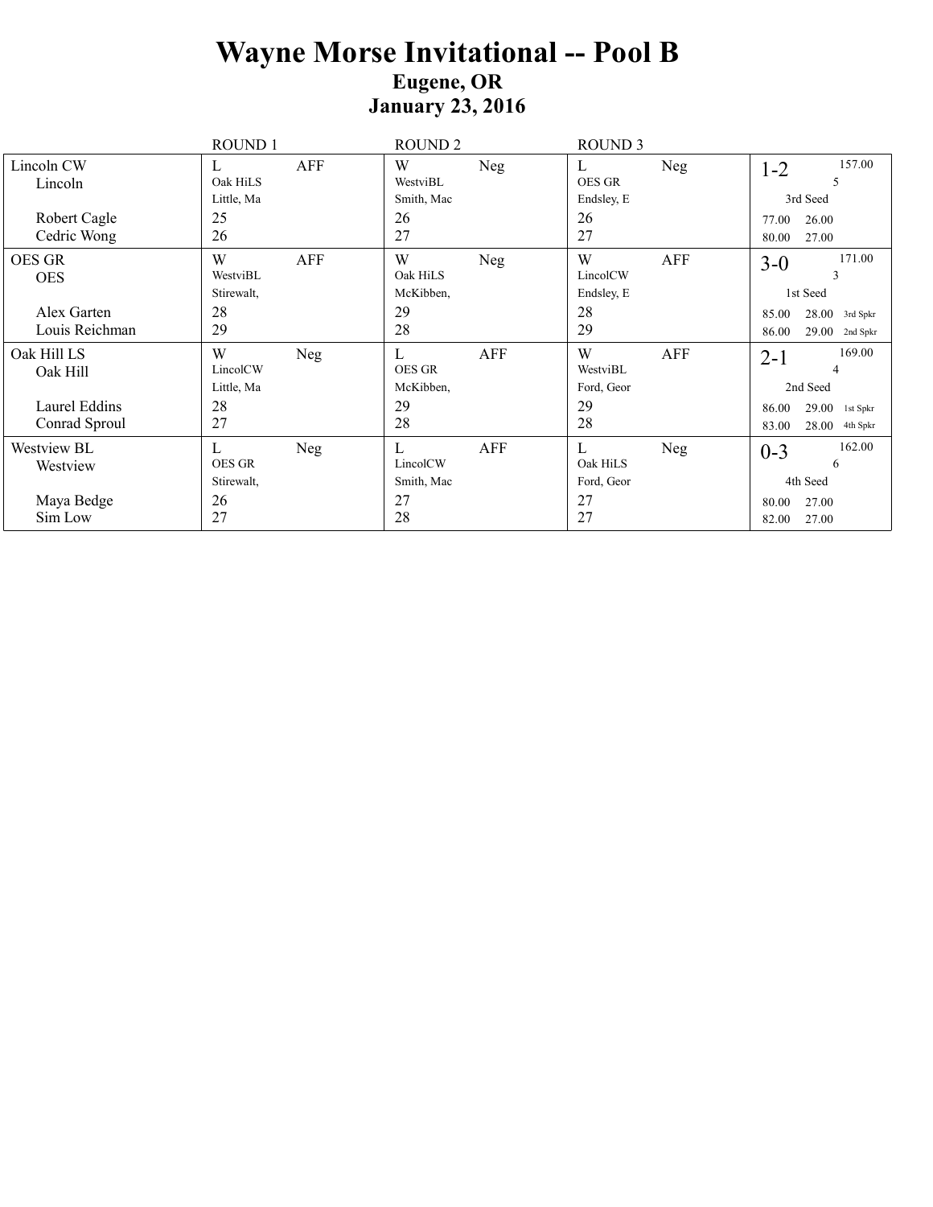# Wayne Morse Invitational -- Pool B

## Eugene, OR

## January 23, 2016

| | ROUND 1 | | ROUND 2 | | ROUND 3 | | |
|---|---|---|---|---|---|---|---|
| Lincoln CW<br>Lincoln | L<br>Oak HiLS<br>Little, Ma | AFF | W<br>WestviBL<br>Smith, Mac | Neg | L<br>OES GR<br>Endsley, E | Neg | 1-2 157.00<br>5<br>3rd Seed |
| Robert Cagle | 25 | | 26 | | 26 | | 77.00 26.00 |
| Cedric Wong | 26 | | 27 | | 27 | | 80.00 27.00 |
| OES GR<br>OES | W<br>WestviBL<br>Stirewalt, | AFF | W<br>Oak HiLS<br>McKibben, | Neg | W<br>LincolCW<br>Endsley, E | AFF | 3-0 171.00<br>3<br>1st Seed |
| Alex Garten | 28 | | 29 | | 28 | | 85.00 28.00 3rd Spkr |
| Louis Reichman | 29 | | 28 | | 29 | | 86.00 29.00 2nd Spkr |
| Oak Hill LS<br>Oak Hill | W<br>LincolCW<br>Little, Ma | Neg | L<br>OES GR<br>McKibben, | AFF | W<br>WestviBL<br>Ford, Geor | AFF | 2-1 169.00<br>4<br>2nd Seed |
| Laurel Eddins | 28 | | 29 | | 29 | | 86.00 29.00 1st Spkr |
| Conrad Sproul | 27 | | 28 | | 28 | | 83.00 28.00 4th Spkr |
| Westview BL<br>Westview | L<br>OES GR<br>Stirewalt, | Neg | L<br>LincolCW<br>Smith, Mac | AFF | L<br>Oak HiLS<br>Ford, Geor | Neg | 0-3 162.00<br>6<br>4th Seed |
| Maya Bedge | 26 | | 27 | | 27 | | 80.00 27.00 |
| Sim Low | 27 | | 28 | | 27 | | 82.00 27.00 |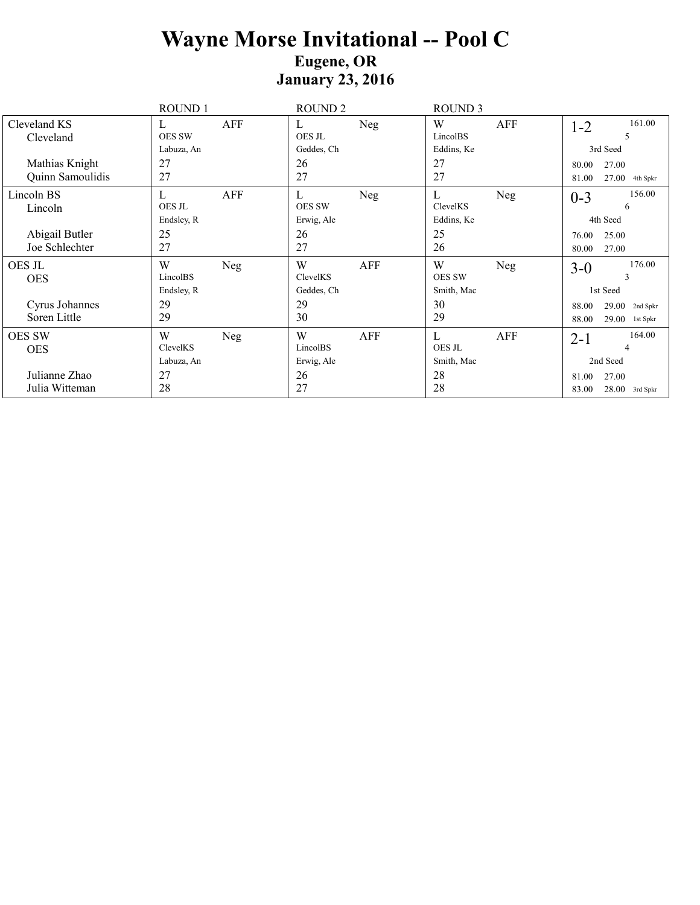# Wayne Morse Invitational -- Pool C

## Eugene, OR

## January 23, 2016

| | ROUND 1 | ROUND 2 | ROUND 3 | |
|---|---|---|---|---|
| Cleveland KS<br>Cleveland<br><br>Mathias Knight<br>Quinn Samoulidis | L AFF<br>OES SW<br>Labuza, An<br>27<br>27 | L Neg<br>OES JL<br>Geddes, Ch<br>26<br>27 | W AFF<br>LincolBS<br>Eddins, Ke<br>27<br>27 | 1-2 161.00<br>5<br>3rd Seed<br>80.00 27.00<br>81.00 27.00 4th Spkr |
| Lincoln BS<br>Lincoln<br><br>Abigail Butler<br>Joe Schlechter | L AFF<br>OES JL<br>Endsley, R<br>25<br>27 | L Neg<br>OES SW<br>Erwig, Ale<br>26<br>27 | L Neg<br>ClevelKS<br>Eddins, Ke<br>25<br>26 | 0-3 156.00<br>6<br>4th Seed<br>76.00 25.00<br>80.00 27.00 |
| OES JL<br>OES<br><br>Cyrus Johannes<br>Soren Little | W Neg<br>LincolBS<br>Endsley, R<br>29<br>29 | W AFF<br>ClevelKS<br>Geddes, Ch<br>29<br>30 | W Neg<br>OES SW<br>Smith, Mac<br>30<br>29 | 3-0 176.00<br>3<br>1st Seed<br>88.00 29.00 2nd Spkr<br>88.00 29.00 1st Spkr |
| OES SW<br>OES<br><br>Julianne Zhao<br>Julia Witteman | W Neg<br>ClevelKS<br>Labuza, An<br>27<br>28 | W AFF<br>LincolBS<br>Erwig, Ale<br>26<br>27 | L AFF<br>OES JL<br>Smith, Mac<br>28<br>28 | 2-1 164.00<br>4<br>2nd Seed<br>81.00 27.00<br>83.00 28.00 3rd Spkr |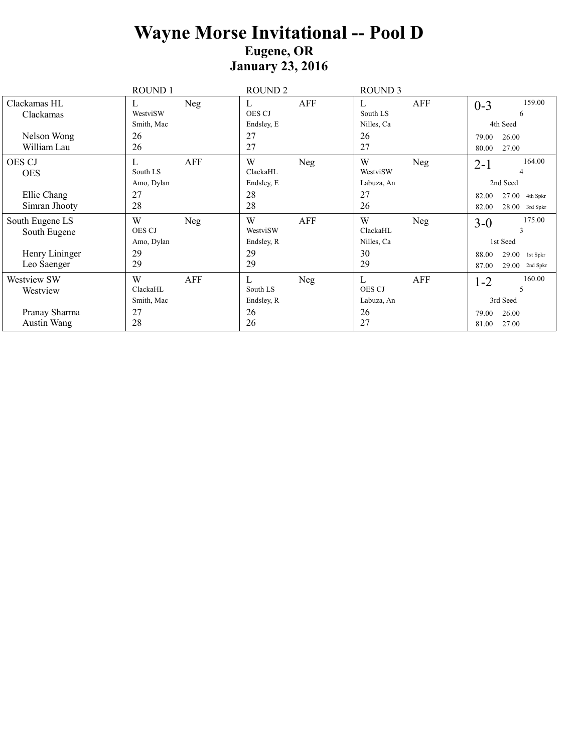# Wayne Morse Invitational -- Pool D

## Eugene, OR

## January 23, 2016

| | ROUND 1 | ROUND 2 | ROUND 3 | |
|---|---|---|---|---|
| Clackamas HL<br>Clackamas<br><br>Nelson Wong<br>William Lau | L Neg<br>WestviSW<br>Smith, Mac<br>26<br>26 | L AFF<br>OES CJ<br>Endsley, E<br>27<br>27 | L AFF<br>South LS<br>Nilles, Ca<br>26<br>27 | 0-3 159.00<br>6<br>4th Seed<br>79.00 26.00<br>80.00 27.00 |
| OES CJ<br>OES<br><br>Ellie Chang<br>Simran Jhooty | L AFF<br>South LS<br>Amo, Dylan<br>27<br>28 | W Neg<br>ClackaHL<br>Endsley, E<br>28<br>28 | W Neg<br>WestviSW<br>Labuza, An<br>27<br>26 | 2-1 164.00<br>4<br>2nd Seed<br>82.00 27.00 4th Spkr<br>82.00 28.00 3rd Spkr |
| South Eugene LS<br>South Eugene<br><br>Henry Lininger<br>Leo Saenger | W Neg<br>OES CJ<br>Amo, Dylan<br>29<br>29 | W AFF<br>WestviSW<br>Endsley, R<br>29<br>29 | W Neg<br>ClackaHL<br>Nilles, Ca<br>30<br>29 | 3-0 175.00<br>3<br>1st Seed<br>88.00 29.00 1st Spkr<br>87.00 29.00 2nd Spkr |
| Westview SW<br>Westview<br><br>Pranay Sharma<br>Austin Wang | W AFF<br>ClackaHL<br>Smith, Mac<br>27<br>28 | L Neg<br>South LS<br>Endsley, R<br>26<br>26 | L AFF<br>OES CJ<br>Labuza, An<br>26<br>27 | 1-2 160.00<br>5<br>3rd Seed<br>79.00 26.00<br>81.00 27.00 |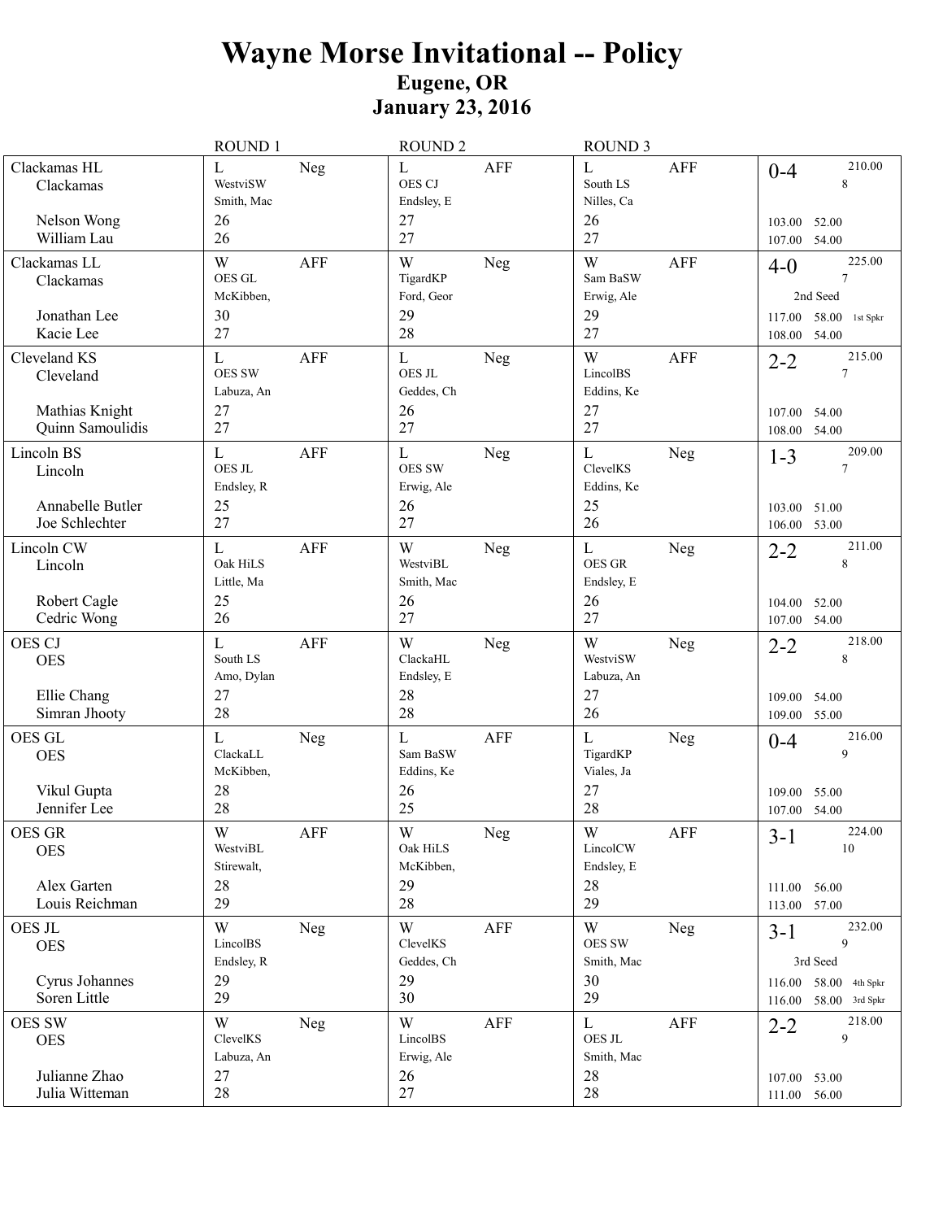# Wayne Morse Invitational -- Policy

## Eugene, OR

## January 23, 2016

| Team | ROUND 1 | | ROUND 2 | | ROUND 3 | | Record |
|---|---|---|---|---|---|---|---|
| Clackamas HL<br>Clackamas<br><br>Nelson Wong<br>William Lau | L<br>WestviSW<br>Smith, Mac<br>26<br>26 | Neg | L<br>OES CJ<br>Endsley, E<br>27<br>27 | AFF | L<br>South LS<br>Nilles, Ca<br>26<br>27 | AFF | 0-4 210.00<br>8<br><br>103.00 52.00<br>107.00 54.00 |
| Clackamas LL<br>Clackamas<br><br>Jonathan Lee<br>Kacie Lee | W<br>OES GL<br>McKibben,<br>30<br>27 | AFF | W<br>TigardKP<br>Ford, Geor<br>29<br>28 | Neg | W<br>Sam BaSW<br>Erwig, Ale<br>29<br>27 | AFF | 4-0 225.00<br>7<br>2nd Seed<br>117.00 58.00 1st Spkr<br>108.00 54.00 |
| Cleveland KS<br>Cleveland<br><br>Mathias Knight<br>Quinn Samoulidis | L<br>OES SW<br>Labuza, An<br>27<br>27 | AFF | L<br>OES JL<br>Geddes, Ch<br>26<br>27 | Neg | W<br>LincolBS<br>Eddins, Ke<br>27<br>27 | AFF | 2-2 215.00<br>7<br><br>107.00 54.00<br>108.00 54.00 |
| Lincoln BS<br>Lincoln<br><br>Annabelle Butler<br>Joe Schlechter | L<br>OES JL<br>Endsley, R<br>25<br>27 | AFF | L<br>OES SW<br>Erwig, Ale<br>26<br>27 | Neg | L<br>ClevelKS<br>Eddins, Ke<br>25<br>26 | Neg | 1-3 209.00<br>7<br><br>103.00 51.00<br>106.00 53.00 |
| Lincoln CW<br>Lincoln<br><br>Robert Cagle<br>Cedric Wong | L<br>Oak HiLS<br>Little, Ma<br>25<br>26 | AFF | W<br>WestviBL<br>Smith, Mac<br>26<br>27 | Neg | L<br>OES GR<br>Endsley, E<br>26<br>27 | Neg | 2-2 211.00<br>8<br><br>104.00 52.00<br>107.00 54.00 |
| OES CJ<br>OES<br><br>Ellie Chang<br>Simran Jhooty | L<br>South LS<br>Amo, Dylan<br>27<br>28 | AFF | W<br>ClackaHL<br>Endsley, E<br>28<br>28 | Neg | W<br>WestviSW<br>Labuza, An<br>27<br>26 | Neg | 2-2 218.00<br>8<br><br>109.00 54.00<br>109.00 55.00 |
| OES GL<br>OES<br><br>Vikul Gupta<br>Jennifer Lee | L<br>ClackaLL<br>McKibben,<br>28<br>28 | Neg | L<br>Sam BaSW<br>Eddins, Ke<br>26<br>25 | AFF | L<br>TigardKP<br>Viales, Ja<br>27<br>28 | Neg | 0-4 216.00<br>9<br><br>109.00 55.00<br>107.00 54.00 |
| OES GR<br>OES<br><br>Alex Garten<br>Louis Reichman | W<br>WestviBL<br>Stirewalt,<br>28<br>29 | AFF | W<br>Oak HiLS<br>McKibben,<br>29<br>28 | Neg | W<br>LincolCW<br>Endsley, E<br>28<br>29 | AFF | 3-1 224.00<br>10<br><br>111.00 56.00<br>113.00 57.00 |
| OES JL<br>OES<br><br>Cyrus Johannes<br>Soren Little | W<br>LincolBS<br>Endsley, R<br>29<br>29 | Neg | W<br>ClevelKS<br>Geddes, Ch<br>29<br>30 | AFF | W<br>OES SW<br>Smith, Mac<br>30<br>29 | Neg | 3-1 232.00<br>9<br>3rd Seed<br>116.00 58.00 4th Spkr<br>116.00 58.00 3rd Spkr |
| OES SW<br>OES<br><br>Julianne Zhao<br>Julia Witteman | W<br>ClevelKS<br>Labuza, An<br>27<br>28 | Neg | W<br>LincolBS<br>Erwig, Ale<br>26<br>27 | AFF | L<br>OES JL<br>Smith, Mac<br>28<br>28 | AFF | 2-2 218.00<br>9<br><br>107.00 53.00<br>111.00 56.00 |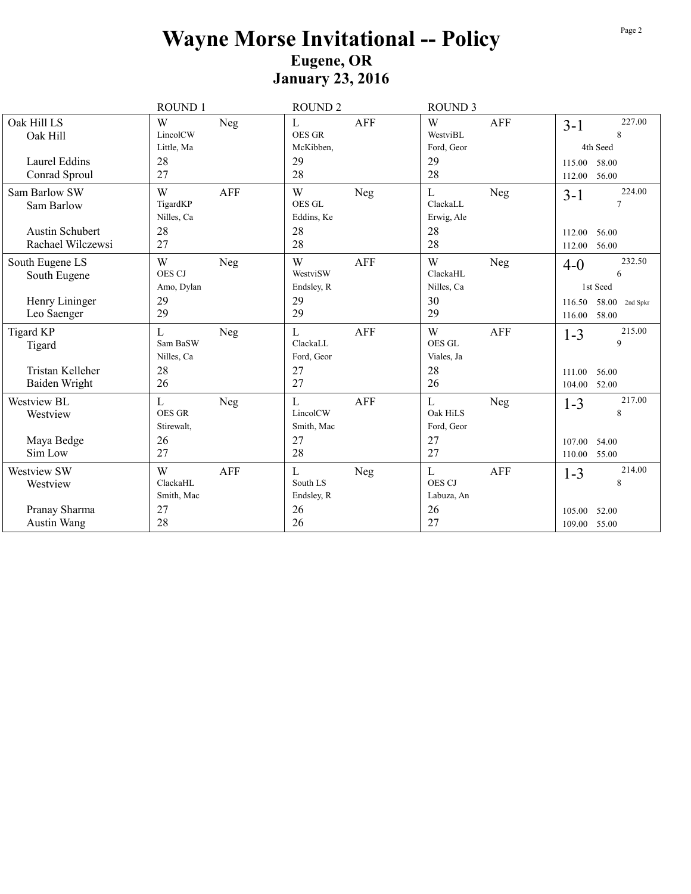# Wayne Morse Invitational -- Policy

## Eugene, OR

## January 23, 2016

| Team | ROUND 1 | ROUND 2 | ROUND 3 | Record |
|---|---|---|---|---|
| Oak Hill LS<br>Oak Hill<br><br>Laurel Eddins<br>Conrad Sproul | W Neg<br>LincolCW<br>Little, Ma<br>28<br>27 | L AFF<br>OES GR<br>McKibben,<br>29<br>28 | W AFF<br>WestviBL<br>Ford, Geor<br>29<br>28 | 3-1 227.00<br>8<br>4th Seed<br>115.00 58.00<br>112.00 56.00 |
| Sam Barlow SW<br>Sam Barlow<br><br>Austin Schubert<br>Rachael Wilczewsi | W AFF<br>TigardKP<br>Nilles, Ca<br>28<br>27 | W Neg<br>OES GL<br>Eddins, Ke<br>28<br>28 | L Neg<br>ClackaLL<br>Erwig, Ale<br>28<br>28 | 3-1 224.00<br>7<br><br>112.00 56.00<br>112.00 56.00 |
| South Eugene LS<br>South Eugene<br><br>Henry Lininger<br>Leo Saenger | W Neg<br>OES CJ<br>Amo, Dylan<br>29<br>29 | W AFF<br>WestviSW<br>Endsley, R<br>29<br>29 | W Neg<br>ClackaHL<br>Nilles, Ca<br>30<br>29 | 4-0 232.50<br>6<br>1st Seed<br>116.50 58.00 2nd Spkr<br>116.00 58.00 |
| Tigard KP<br>Tigard<br><br>Tristan Kelleher<br>Baiden Wright | L Neg<br>Sam BaSW<br>Nilles, Ca<br>28<br>26 | L AFF<br>ClackaLL<br>Ford, Geor<br>27<br>27 | W AFF<br>OES GL<br>Viales, Ja<br>28<br>26 | 1-3 215.00<br>9<br><br>111.00 56.00<br>104.00 52.00 |
| Westview BL<br>Westview<br><br>Maya Bedge<br>Sim Low | L Neg<br>OES GR<br>Stirewalt,<br>26<br>27 | L AFF<br>LincolCW<br>Smith, Mac<br>27<br>28 | L Neg<br>Oak HiLS<br>Ford, Geor<br>27<br>27 | 1-3 217.00<br>8<br><br>107.00 54.00<br>110.00 55.00 |
| Westview SW<br>Westview<br><br>Pranay Sharma<br>Austin Wang | W AFF<br>ClackaHL<br>Smith, Mac<br>27<br>28 | L Neg<br>South LS<br>Endsley, R<br>26<br>26 | L AFF<br>OES CJ<br>Labuza, An<br>26<br>27 | 1-3 214.00<br>8<br><br>105.00 52.00<br>109.00 55.00 |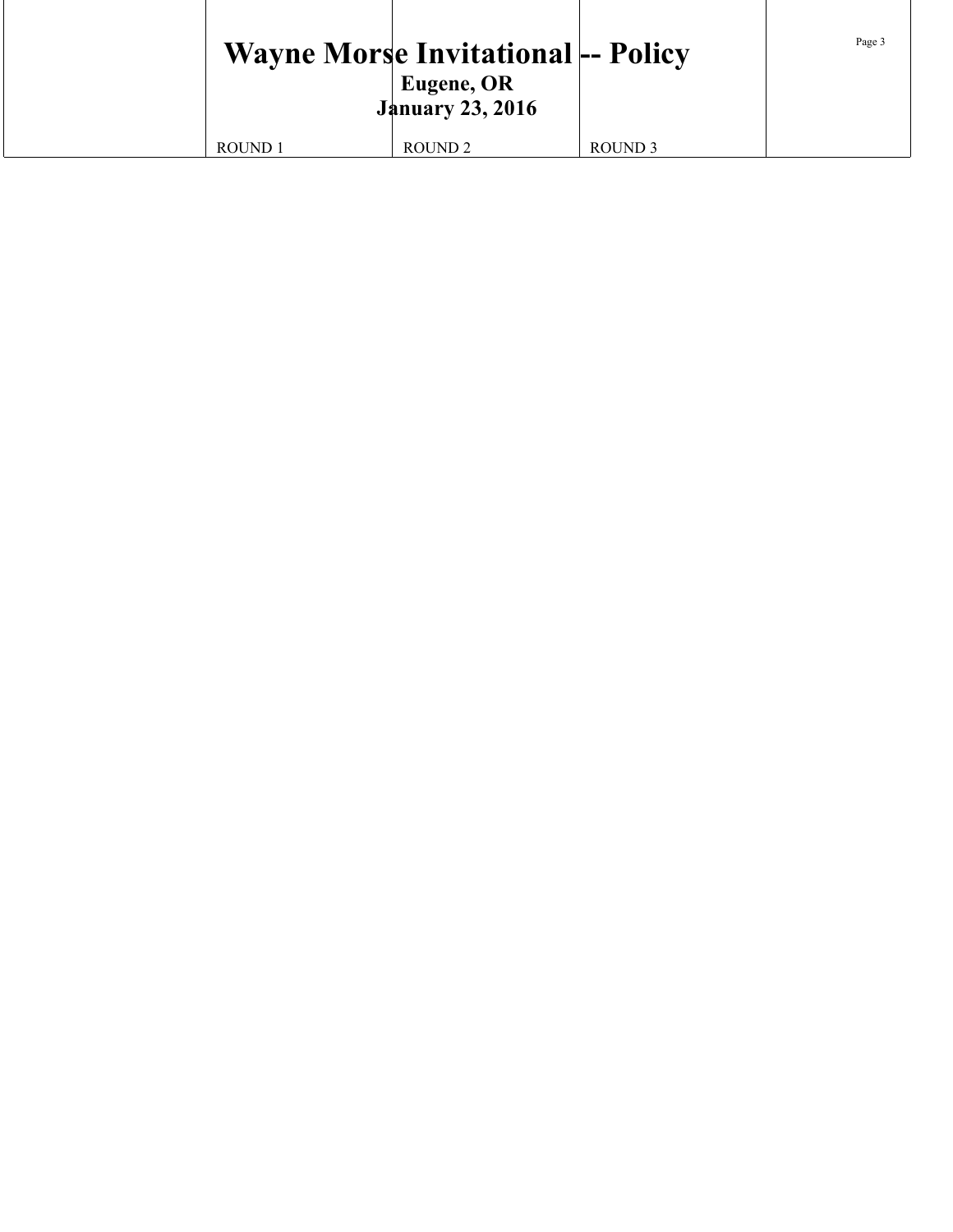# Wayne Morse Invitational -- Policy

**Eugene, OR**

**January 23, 2016**

| | ROUND 1 | ROUND 2 | ROUND 3 | |
|---|---|---|---|---|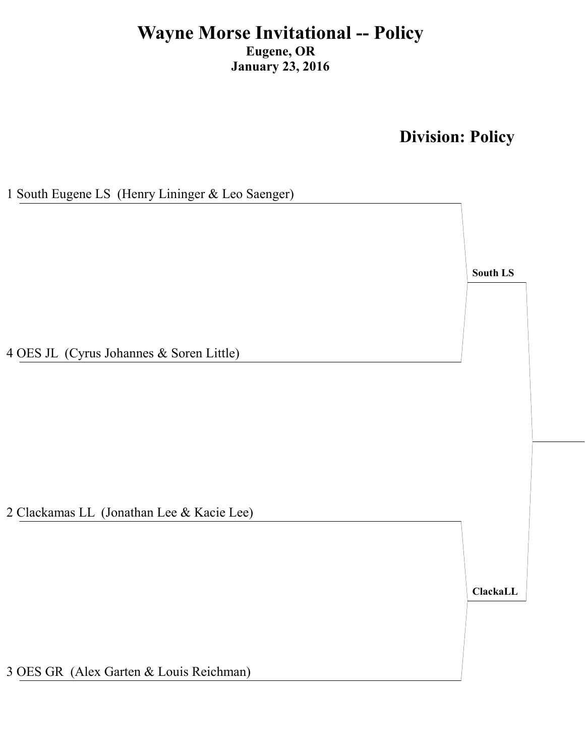# Wayne Morse Invitational -- Policy

**Eugene, OR**

**January 23, 2016**

## Division: Policy

1 South Eugene LS (Henry Lininger & Leo Saenger)

4 OES JL (Cyrus Johannes & Soren Little)

**South LS**

2 Clackamas LL (Jonathan Lee & Kacie Lee)

3 OES GR (Alex Garten & Louis Reichman)

**ClackaLL**